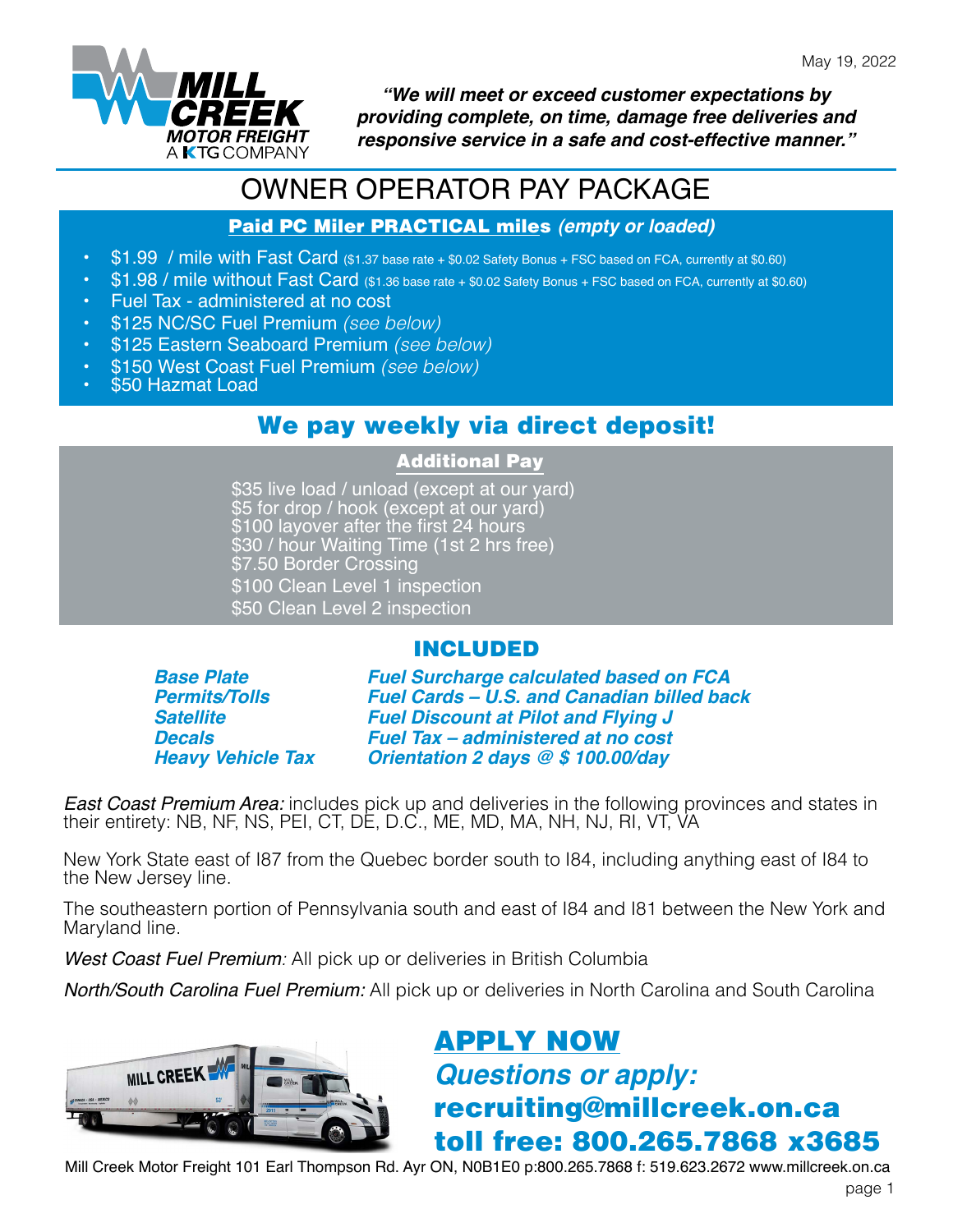May 19, 2022

MILL CREEK MOTOR FREIGHT A KTG COMPANY

***"We will meet or exceed customer expectations by providing complete, on time, damage free deliveries and responsive service in a safe and cost-effective manner."***

# OWNER OPERATOR PAY PACKAGE

## Paid PC Miler PRACTICAL miles *(empty or loaded)*

- $1.99 / mile with Fast Card ($1.37 base rate + $0.02 Safety Bonus + FSC based on FCA, currently at $0.60)
- $1.98 / mile without Fast Card ($1.36 base rate + $0.02 Safety Bonus + FSC based on FCA, currently at $0.60)
- Fuel Tax - administered at no cost
- $125 NC/SC Fuel Premium *(see below)*
- $125 Eastern Seaboard Premium *(see below)*
- $150 West Coast Fuel Premium *(see below)*
- $50 Hazmat Load

## We pay weekly via direct deposit!

### Additional Pay

$35 live load / unload (except at our yard)
$5 for drop / hook (except at our yard)
$100 layover after the first 24 hours
$30 / hour Waiting Time (1st 2 hrs free)
$7.50 Border Crossing
$100 Clean Level 1 inspection
$50 Clean Level 2 inspection

### INCLUDED

| | |
|---|---|
| ***Base Plate*** | ***Fuel Surcharge calculated based on FCA*** |
| ***Permits/Tolls*** | ***Fuel Cards – U.S. and Canadian billed back*** |
| ***Satellite*** | ***Fuel Discount at Pilot and Flying J*** |
| ***Decals*** | ***Fuel Tax – administered at no cost*** |
| ***Heavy Vehicle Tax*** | ***Orientation 2 days @ $ 100.00/day*** |

*East Coast Premium Area:* includes pick up and deliveries in the following provinces and states in their entirety: NB, NF, NS, PEI, CT, DE, D.C., ME, MD, MA, NH, NJ, RI, VT, VA

New York State east of I87 from the Quebec border south to I84, including anything east of I84 to the New Jersey line.

The southeastern portion of Pennsylvania south and east of I84 and I81 between the New York and Maryland line.

*West Coast Fuel Premium:* All pick up or deliveries in British Columbia

*North/South Carolina Fuel Premium:* All pick up or deliveries in North Carolina and South Carolina

## APPLY NOW

***Questions or apply:***

**recruiting@millcreek.on.ca**

**toll free: 800.265.7868 x3685**

Mill Creek Motor Freight 101 Earl Thompson Rd. Ayr ON, N0B1E0 p:800.265.7868 f: 519.623.2672 www.millcreek.on.ca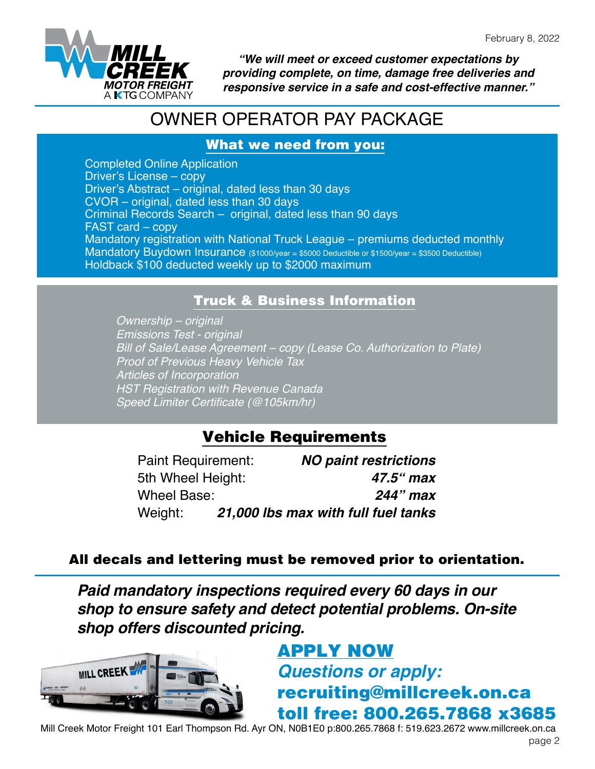February 8, 2022

MILL CREEK MOTOR FREIGHT
A KTG COMPANY

***"We will meet or exceed customer expectations by providing complete, on time, damage free deliveries and responsive service in a safe and cost-effective manner."***

# OWNER OPERATOR PAY PACKAGE

## What we need from you:

Completed Online Application
Driver's License – copy
Driver's Abstract – original, dated less than 30 days
CVOR – original, dated less than 30 days
Criminal Records Search – original, dated less than 90 days
FAST card – copy
Mandatory registration with National Truck League – premiums deducted monthly
Mandatory Buydown Insurance ($1000/year = $5000 Deductible or $1500/year = $3500 Deductible)
Holdback $100 deducted weekly up to $2000 maximum

## Truck & Business Information

*Ownership – original*
*Emissions Test - original*
*Bill of Sale/Lease Agreement – copy (Lease Co. Authorization to Plate)*
*Proof of Previous Heavy Vehicle Tax*
*Articles of Incorporation*
*HST Registration with Revenue Canada*
*Speed Limiter Certificate (@105km/hr)*

## Vehicle Requirements

| | |
|---|---|
| Paint Requirement: | ***NO paint restrictions*** |
| 5th Wheel Height: | ***47.5" max*** |
| Wheel Base: | ***244" max*** |
| Weight: | ***21,000 lbs max with full fuel tanks*** |

**All decals and lettering must be removed prior to orientation.**

***Paid mandatory inspections required every 60 days in our shop to ensure safety and detect potential problems. On-site shop offers discounted pricing.***

**APPLY NOW**

***Questions or apply:***

**recruiting@millcreek.on.ca**

**toll free: 800.265.7868 x3685**

Mill Creek Motor Freight 101 Earl Thompson Rd. Ayr ON, N0B1E0 p:800.265.7868 f: 519.623.2672 www.millcreek.on.ca